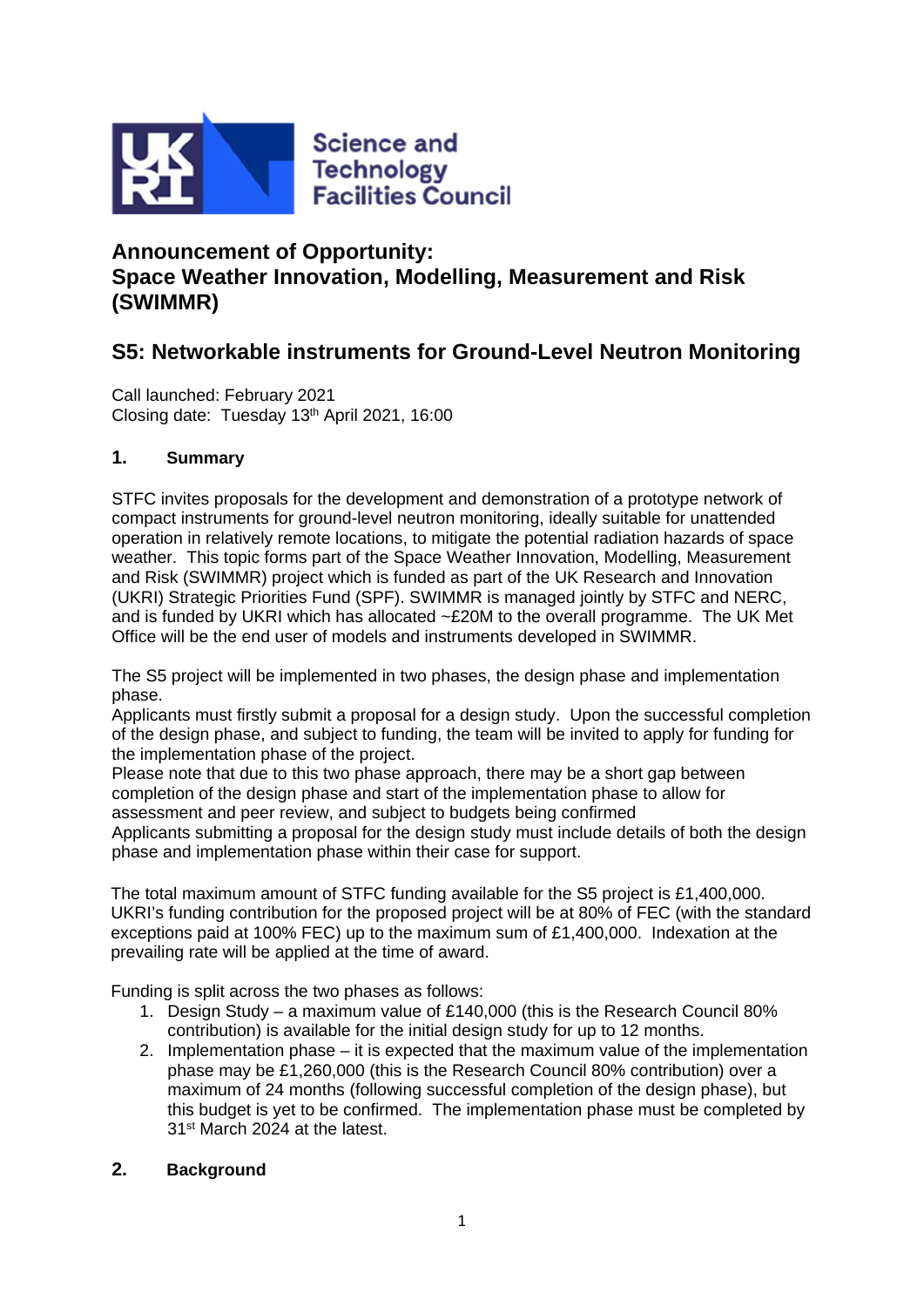Science and Technology Facilities Council

# Announcement of Opportunity: Space Weather Innovation, Modelling, Measurement and Risk (SWIMMR)

## S5: Networkable instruments for Ground-Level Neutron Monitoring

Call launched: February 2021
Closing date: Tuesday 13th April 2021, 16:00

### 1. Summary

STFC invites proposals for the development and demonstration of a prototype network of compact instruments for ground-level neutron monitoring, ideally suitable for unattended operation in relatively remote locations, to mitigate the potential radiation hazards of space weather. This topic forms part of the Space Weather Innovation, Modelling, Measurement and Risk (SWIMMR) project which is funded as part of the UK Research and Innovation (UKRI) Strategic Priorities Fund (SPF). SWIMMR is managed jointly by STFC and NERC, and is funded by UKRI which has allocated ~£20M to the overall programme. The UK Met Office will be the end user of models and instruments developed in SWIMMR.

The S5 project will be implemented in two phases, the design phase and implementation phase.
Applicants must firstly submit a proposal for a design study. Upon the successful completion of the design phase, and subject to funding, the team will be invited to apply for funding for the implementation phase of the project.
Please note that due to this two phase approach, there may be a short gap between completion of the design phase and start of the implementation phase to allow for assessment and peer review, and subject to budgets being confirmed
Applicants submitting a proposal for the design study must include details of both the design phase and implementation phase within their case for support.

The total maximum amount of STFC funding available for the S5 project is £1,400,000. UKRI's funding contribution for the proposed project will be at 80% of FEC (with the standard exceptions paid at 100% FEC) up to the maximum sum of £1,400,000. Indexation at the prevailing rate will be applied at the time of award.

Funding is split across the two phases as follows:

1. Design Study – a maximum value of £140,000 (this is the Research Council 80% contribution) is available for the initial design study for up to 12 months.
2. Implementation phase – it is expected that the maximum value of the implementation phase may be £1,260,000 (this is the Research Council 80% contribution) over a maximum of 24 months (following successful completion of the design phase), but this budget is yet to be confirmed. The implementation phase must be completed by 31st March 2024 at the latest.

### 2. Background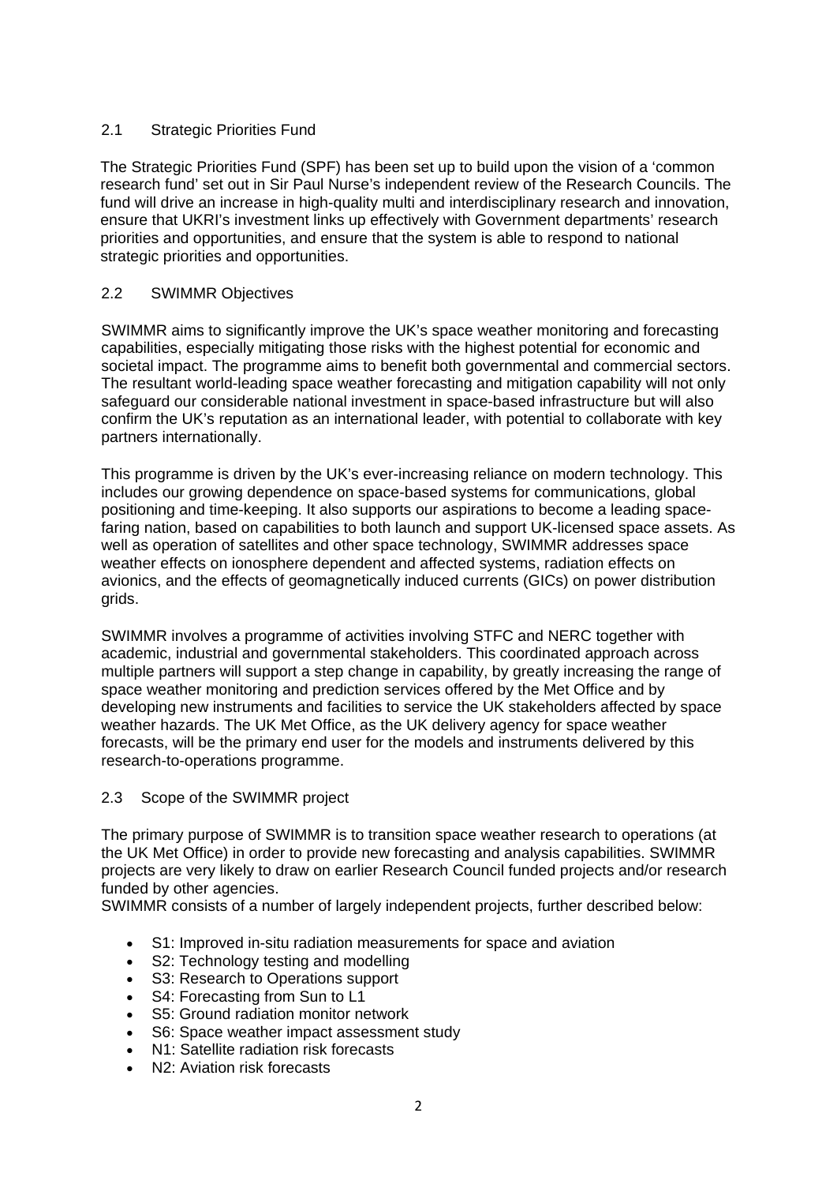## 2.1 Strategic Priorities Fund

The Strategic Priorities Fund (SPF) has been set up to build upon the vision of a 'common research fund' set out in Sir Paul Nurse's independent review of the Research Councils. The fund will drive an increase in high-quality multi and interdisciplinary research and innovation, ensure that UKRI's investment links up effectively with Government departments' research priorities and opportunities, and ensure that the system is able to respond to national strategic priorities and opportunities.

## 2.2 SWIMMR Objectives

SWIMMR aims to significantly improve the UK's space weather monitoring and forecasting capabilities, especially mitigating those risks with the highest potential for economic and societal impact. The programme aims to benefit both governmental and commercial sectors. The resultant world-leading space weather forecasting and mitigation capability will not only safeguard our considerable national investment in space-based infrastructure but will also confirm the UK's reputation as an international leader, with potential to collaborate with key partners internationally.

This programme is driven by the UK's ever-increasing reliance on modern technology. This includes our growing dependence on space-based systems for communications, global positioning and time-keeping. It also supports our aspirations to become a leading space-faring nation, based on capabilities to both launch and support UK-licensed space assets. As well as operation of satellites and other space technology, SWIMMR addresses space weather effects on ionosphere dependent and affected systems, radiation effects on avionics, and the effects of geomagnetically induced currents (GICs) on power distribution grids.

SWIMMR involves a programme of activities involving STFC and NERC together with academic, industrial and governmental stakeholders. This coordinated approach across multiple partners will support a step change in capability, by greatly increasing the range of space weather monitoring and prediction services offered by the Met Office and by developing new instruments and facilities to service the UK stakeholders affected by space weather hazards. The UK Met Office, as the UK delivery agency for space weather forecasts, will be the primary end user for the models and instruments delivered by this research-to-operations programme.

## 2.3 Scope of the SWIMMR project

The primary purpose of SWIMMR is to transition space weather research to operations (at the UK Met Office) in order to provide new forecasting and analysis capabilities. SWIMMR projects are very likely to draw on earlier Research Council funded projects and/or research funded by other agencies.

SWIMMR consists of a number of largely independent projects, further described below:

- S1: Improved in-situ radiation measurements for space and aviation
- S2: Technology testing and modelling
- S3: Research to Operations support
- S4: Forecasting from Sun to L1
- S5: Ground radiation monitor network
- S6: Space weather impact assessment study
- N1: Satellite radiation risk forecasts
- N2: Aviation risk forecasts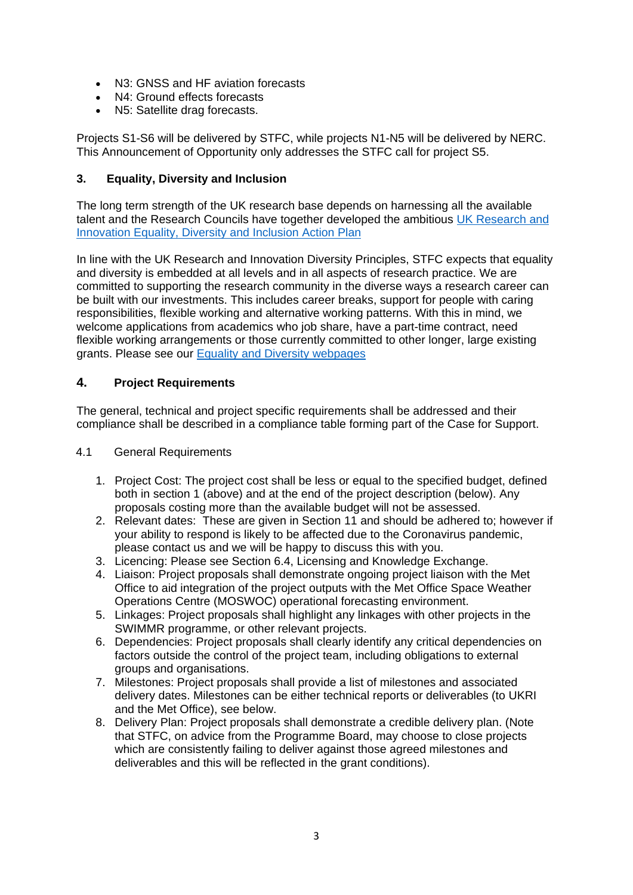- N3: GNSS and HF aviation forecasts
- N4: Ground effects forecasts
- N5: Satellite drag forecasts.

Projects S1-S6 will be delivered by STFC, while projects N1-N5 will be delivered by NERC. This Announcement of Opportunity only addresses the STFC call for project S5.

## 3. Equality, Diversity and Inclusion

The long term strength of the UK research base depends on harnessing all the available talent and the Research Councils have together developed the ambitious [UK Research and Innovation Equality, Diversity and Inclusion Action Plan]

In line with the UK Research and Innovation Diversity Principles, STFC expects that equality and diversity is embedded at all levels and in all aspects of research practice. We are committed to supporting the research community in the diverse ways a research career can be built with our investments. This includes career breaks, support for people with caring responsibilities, flexible working and alternative working patterns. With this in mind, we welcome applications from academics who job share, have a part-time contract, need flexible working arrangements or those currently committed to other longer, large existing grants. Please see our [Equality and Diversity webpages]

## 4. Project Requirements

The general, technical and project specific requirements shall be addressed and their compliance shall be described in a compliance table forming part of the Case for Support.

### 4.1 General Requirements

1. Project Cost: The project cost shall be less or equal to the specified budget, defined both in section 1 (above) and at the end of the project description (below). Any proposals costing more than the available budget will not be assessed.
2. Relevant dates: These are given in Section 11 and should be adhered to; however if your ability to respond is likely to be affected due to the Coronavirus pandemic, please contact us and we will be happy to discuss this with you.
3. Licencing: Please see Section 6.4, Licensing and Knowledge Exchange.
4. Liaison: Project proposals shall demonstrate ongoing project liaison with the Met Office to aid integration of the project outputs with the Met Office Space Weather Operations Centre (MOSWOC) operational forecasting environment.
5. Linkages: Project proposals shall highlight any linkages with other projects in the SWIMMR programme, or other relevant projects.
6. Dependencies: Project proposals shall clearly identify any critical dependencies on factors outside the control of the project team, including obligations to external groups and organisations.
7. Milestones: Project proposals shall provide a list of milestones and associated delivery dates. Milestones can be either technical reports or deliverables (to UKRI and the Met Office), see below.
8. Delivery Plan: Project proposals shall demonstrate a credible delivery plan. (Note that STFC, on advice from the Programme Board, may choose to close projects which are consistently failing to deliver against those agreed milestones and deliverables and this will be reflected in the grant conditions).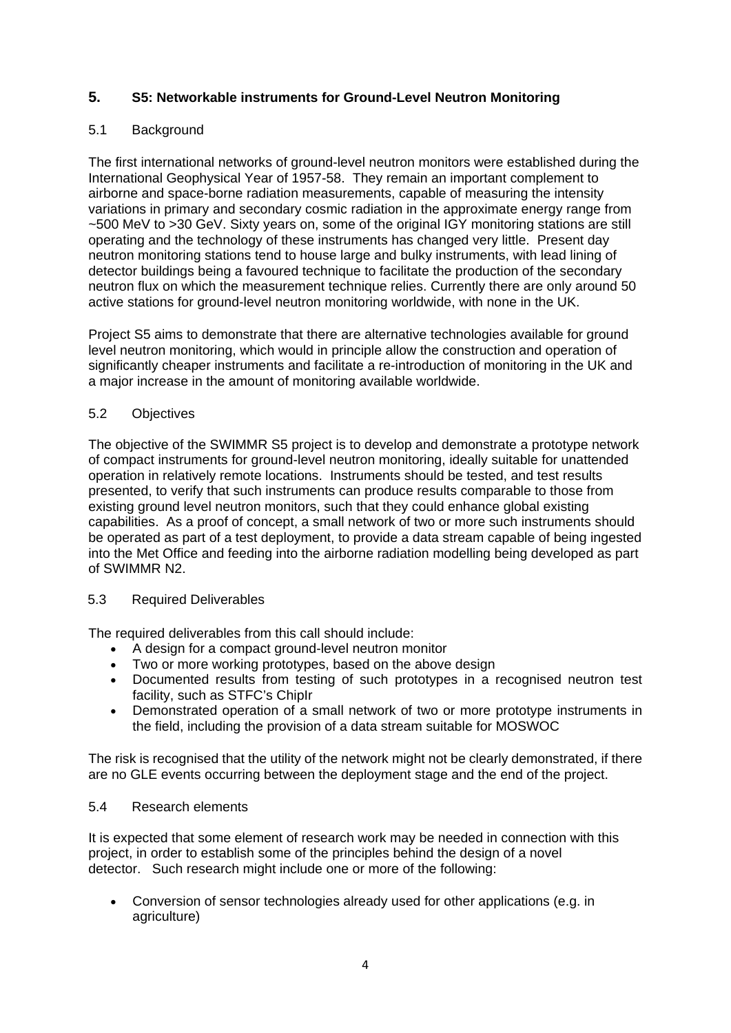## 5. S5: Networkable instruments for Ground-Level Neutron Monitoring

### 5.1 Background

The first international networks of ground-level neutron monitors were established during the International Geophysical Year of 1957-58. They remain an important complement to airborne and space-borne radiation measurements, capable of measuring the intensity variations in primary and secondary cosmic radiation in the approximate energy range from ~500 MeV to >30 GeV. Sixty years on, some of the original IGY monitoring stations are still operating and the technology of these instruments has changed very little. Present day neutron monitoring stations tend to house large and bulky instruments, with lead lining of detector buildings being a favoured technique to facilitate the production of the secondary neutron flux on which the measurement technique relies. Currently there are only around 50 active stations for ground-level neutron monitoring worldwide, with none in the UK.

Project S5 aims to demonstrate that there are alternative technologies available for ground level neutron monitoring, which would in principle allow the construction and operation of significantly cheaper instruments and facilitate a re-introduction of monitoring in the UK and a major increase in the amount of monitoring available worldwide.

### 5.2 Objectives

The objective of the SWIMMR S5 project is to develop and demonstrate a prototype network of compact instruments for ground-level neutron monitoring, ideally suitable for unattended operation in relatively remote locations. Instruments should be tested, and test results presented, to verify that such instruments can produce results comparable to those from existing ground level neutron monitors, such that they could enhance global existing capabilities. As a proof of concept, a small network of two or more such instruments should be operated as part of a test deployment, to provide a data stream capable of being ingested into the Met Office and feeding into the airborne radiation modelling being developed as part of SWIMMR N2.

### 5.3 Required Deliverables

The required deliverables from this call should include:

- A design for a compact ground-level neutron monitor
- Two or more working prototypes, based on the above design
- Documented results from testing of such prototypes in a recognised neutron test facility, such as STFC's ChipIr
- Demonstrated operation of a small network of two or more prototype instruments in the field, including the provision of a data stream suitable for MOSWOC

The risk is recognised that the utility of the network might not be clearly demonstrated, if there are no GLE events occurring between the deployment stage and the end of the project.

### 5.4 Research elements

It is expected that some element of research work may be needed in connection with this project, in order to establish some of the principles behind the design of a novel detector. Such research might include one or more of the following:

- Conversion of sensor technologies already used for other applications (e.g. in agriculture)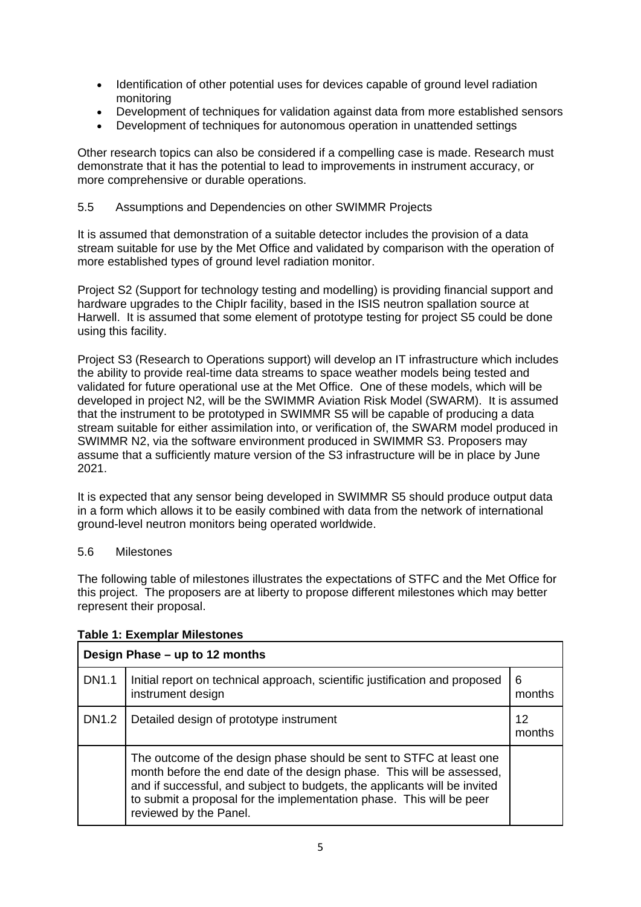- Identification of other potential uses for devices capable of ground level radiation monitoring
- Development of techniques for validation against data from more established sensors
- Development of techniques for autonomous operation in unattended settings

Other research topics can also be considered if a compelling case is made. Research must demonstrate that it has the potential to lead to improvements in instrument accuracy, or more comprehensive or durable operations.

### 5.5 Assumptions and Dependencies on other SWIMMR Projects

It is assumed that demonstration of a suitable detector includes the provision of a data stream suitable for use by the Met Office and validated by comparison with the operation of more established types of ground level radiation monitor.

Project S2 (Support for technology testing and modelling) is providing financial support and hardware upgrades to the ChipIr facility, based in the ISIS neutron spallation source at Harwell. It is assumed that some element of prototype testing for project S5 could be done using this facility.

Project S3 (Research to Operations support) will develop an IT infrastructure which includes the ability to provide real-time data streams to space weather models being tested and validated for future operational use at the Met Office. One of these models, which will be developed in project N2, will be the SWIMMR Aviation Risk Model (SWARM). It is assumed that the instrument to be prototyped in SWIMMR S5 will be capable of producing a data stream suitable for either assimilation into, or verification of, the SWARM model produced in SWIMMR N2, via the software environment produced in SWIMMR S3. Proposers may assume that a sufficiently mature version of the S3 infrastructure will be in place by June 2021.

It is expected that any sensor being developed in SWIMMR S5 should produce output data in a form which allows it to be easily combined with data from the network of international ground-level neutron monitors being operated worldwide.

### 5.6 Milestones

The following table of milestones illustrates the expectations of STFC and the Met Office for this project. The proposers are at liberty to propose different milestones which may better represent their proposal.

**Table 1: Exemplar Milestones**

| **Design Phase – up to 12 months** | | |
|---|---|---|
| DN1.1 | Initial report on technical approach, scientific justification and proposed instrument design | 6 months |
| DN1.2 | Detailed design of prototype instrument | 12 months |
| | The outcome of the design phase should be sent to STFC at least one month before the end date of the design phase. This will be assessed, and if successful, and subject to budgets, the applicants will be invited to submit a proposal for the implementation phase. This will be peer reviewed by the Panel. | |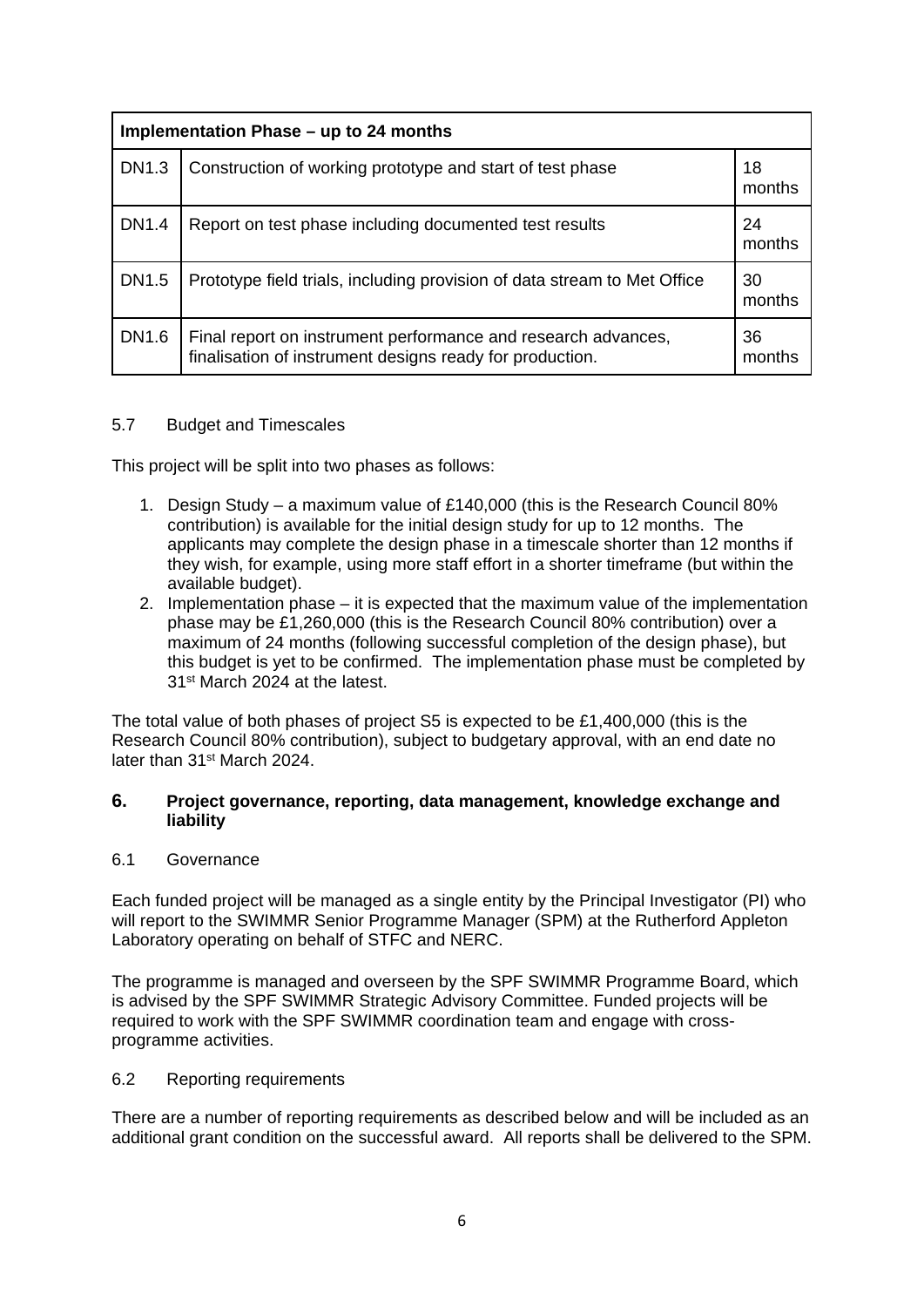| Implementation Phase – up to 24 months | | |
|---|---|---|
| DN1.3 | Construction of working prototype and start of test phase | 18 months |
| DN1.4 | Report on test phase including documented test results | 24 months |
| DN1.5 | Prototype field trials, including provision of data stream to Met Office | 30 months |
| DN1.6 | Final report on instrument performance and research advances, finalisation of instrument designs ready for production. | 36 months |

### 5.7 Budget and Timescales

This project will be split into two phases as follows:

1. Design Study – a maximum value of £140,000 (this is the Research Council 80% contribution) is available for the initial design study for up to 12 months. The applicants may complete the design phase in a timescale shorter than 12 months if they wish, for example, using more staff effort in a shorter timeframe (but within the available budget).
2. Implementation phase – it is expected that the maximum value of the implementation phase may be £1,260,000 (this is the Research Council 80% contribution) over a maximum of 24 months (following successful completion of the design phase), but this budget is yet to be confirmed. The implementation phase must be completed by 31st March 2024 at the latest.

The total value of both phases of project S5 is expected to be £1,400,000 (this is the Research Council 80% contribution), subject to budgetary approval, with an end date no later than 31st March 2024.

## 6. Project governance, reporting, data management, knowledge exchange and liability

### 6.1 Governance

Each funded project will be managed as a single entity by the Principal Investigator (PI) who will report to the SWIMMR Senior Programme Manager (SPM) at the Rutherford Appleton Laboratory operating on behalf of STFC and NERC.

The programme is managed and overseen by the SPF SWIMMR Programme Board, which is advised by the SPF SWIMMR Strategic Advisory Committee. Funded projects will be required to work with the SPF SWIMMR coordination team and engage with cross-programme activities.

### 6.2 Reporting requirements

There are a number of reporting requirements as described below and will be included as an additional grant condition on the successful award. All reports shall be delivered to the SPM.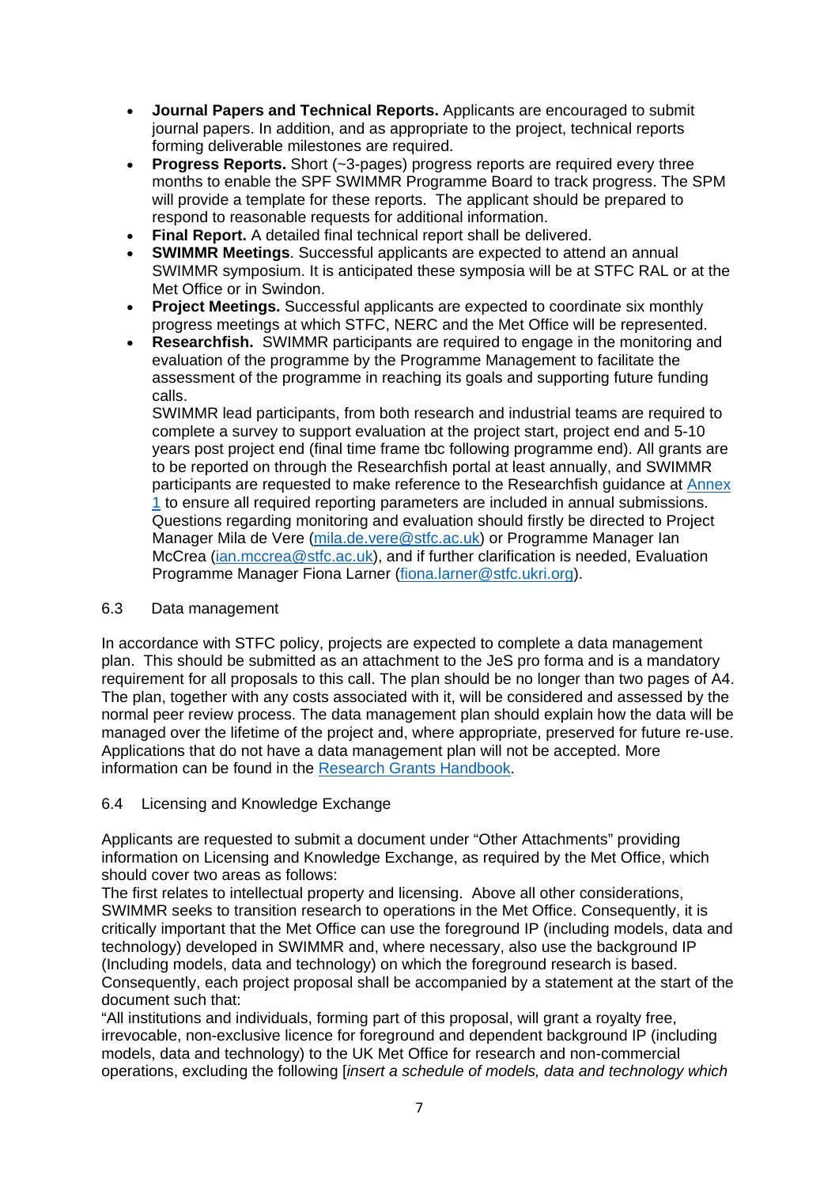- **Journal Papers and Technical Reports.** Applicants are encouraged to submit journal papers. In addition, and as appropriate to the project, technical reports forming deliverable milestones are required.
- **Progress Reports.** Short (~3-pages) progress reports are required every three months to enable the SPF SWIMMR Programme Board to track progress. The SPM will provide a template for these reports. The applicant should be prepared to respond to reasonable requests for additional information.
- **Final Report.** A detailed final technical report shall be delivered.
- **SWIMMR Meetings**. Successful applicants are expected to attend an annual SWIMMR symposium. It is anticipated these symposia will be at STFC RAL or at the Met Office or in Swindon.
- **Project Meetings.** Successful applicants are expected to coordinate six monthly progress meetings at which STFC, NERC and the Met Office will be represented.
- **Researchfish.** SWIMMR participants are required to engage in the monitoring and evaluation of the programme by the Programme Management to facilitate the assessment of the programme in reaching its goals and supporting future funding calls.
  SWIMMR lead participants, from both research and industrial teams are required to complete a survey to support evaluation at the project start, project end and 5-10 years post project end (final time frame tbc following programme end). All grants are to be reported on through the Researchfish portal at least annually, and SWIMMR participants are requested to make reference to the Researchfish guidance at Annex 1 to ensure all required reporting parameters are included in annual submissions. Questions regarding monitoring and evaluation should firstly be directed to Project Manager Mila de Vere (mila.de.vere@stfc.ac.uk) or Programme Manager Ian McCrea (ian.mccrea@stfc.ac.uk), and if further clarification is needed, Evaluation Programme Manager Fiona Larner (fiona.larner@stfc.ukri.org).

### 6.3 Data management

In accordance with STFC policy, projects are expected to complete a data management plan. This should be submitted as an attachment to the JeS pro forma and is a mandatory requirement for all proposals to this call. The plan should be no longer than two pages of A4. The plan, together with any costs associated with it, will be considered and assessed by the normal peer review process. The data management plan should explain how the data will be managed over the lifetime of the project and, where appropriate, preserved for future re-use. Applications that do not have a data management plan will not be accepted. More information can be found in the Research Grants Handbook.

### 6.4 Licensing and Knowledge Exchange

Applicants are requested to submit a document under "Other Attachments" providing information on Licensing and Knowledge Exchange, as required by the Met Office, which should cover two areas as follows:

The first relates to intellectual property and licensing. Above all other considerations, SWIMMR seeks to transition research to operations in the Met Office. Consequently, it is critically important that the Met Office can use the foreground IP (including models, data and technology) developed in SWIMMR and, where necessary, also use the background IP (Including models, data and technology) on which the foreground research is based. Consequently, each project proposal shall be accompanied by a statement at the start of the document such that:

"All institutions and individuals, forming part of this proposal, will grant a royalty free, irrevocable, non-exclusive licence for foreground and dependent background IP (including models, data and technology) to the UK Met Office for research and non-commercial operations, excluding the following [*insert a schedule of models, data and technology which*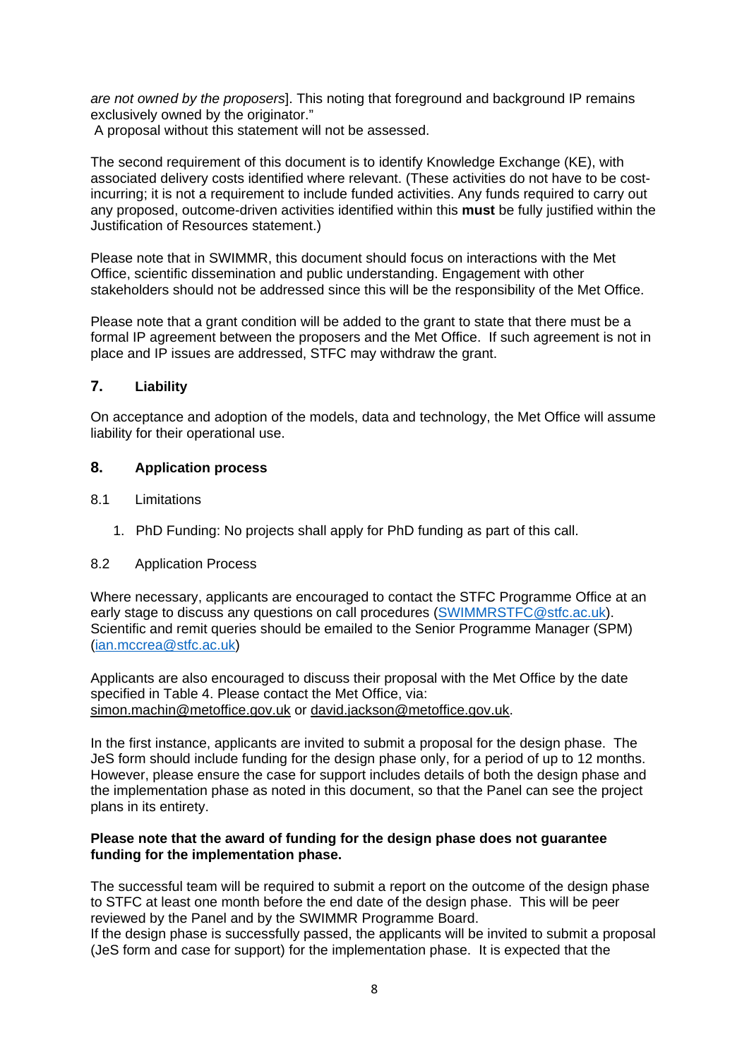*are not owned by the proposers*]. This noting that foreground and background IP remains exclusively owned by the originator."
A proposal without this statement will not be assessed.

The second requirement of this document is to identify Knowledge Exchange (KE), with associated delivery costs identified where relevant. (These activities do not have to be cost-incurring; it is not a requirement to include funded activities. Any funds required to carry out any proposed, outcome-driven activities identified within this **must** be fully justified within the Justification of Resources statement.)

Please note that in SWIMMR, this document should focus on interactions with the Met Office, scientific dissemination and public understanding. Engagement with other stakeholders should not be addressed since this will be the responsibility of the Met Office.

Please note that a grant condition will be added to the grant to state that there must be a formal IP agreement between the proposers and the Met Office. If such agreement is not in place and IP issues are addressed, STFC may withdraw the grant.

## 7. Liability

On acceptance and adoption of the models, data and technology, the Met Office will assume liability for their operational use.

## 8. Application process

### 8.1 Limitations

1. PhD Funding: No projects shall apply for PhD funding as part of this call.

### 8.2 Application Process

Where necessary, applicants are encouraged to contact the STFC Programme Office at an early stage to discuss any questions on call procedures (SWIMMRSTFC@stfc.ac.uk). Scientific and remit queries should be emailed to the Senior Programme Manager (SPM) (ian.mccrea@stfc.ac.uk)

Applicants are also encouraged to discuss their proposal with the Met Office by the date specified in Table 4. Please contact the Met Office, via: simon.machin@metoffice.gov.uk or david.jackson@metoffice.gov.uk.

In the first instance, applicants are invited to submit a proposal for the design phase. The JeS form should include funding for the design phase only, for a period of up to 12 months. However, please ensure the case for support includes details of both the design phase and the implementation phase as noted in this document, so that the Panel can see the project plans in its entirety.

**Please note that the award of funding for the design phase does not guarantee funding for the implementation phase.**

The successful team will be required to submit a report on the outcome of the design phase to STFC at least one month before the end date of the design phase. This will be peer reviewed by the Panel and by the SWIMMR Programme Board.
If the design phase is successfully passed, the applicants will be invited to submit a proposal (JeS form and case for support) for the implementation phase. It is expected that the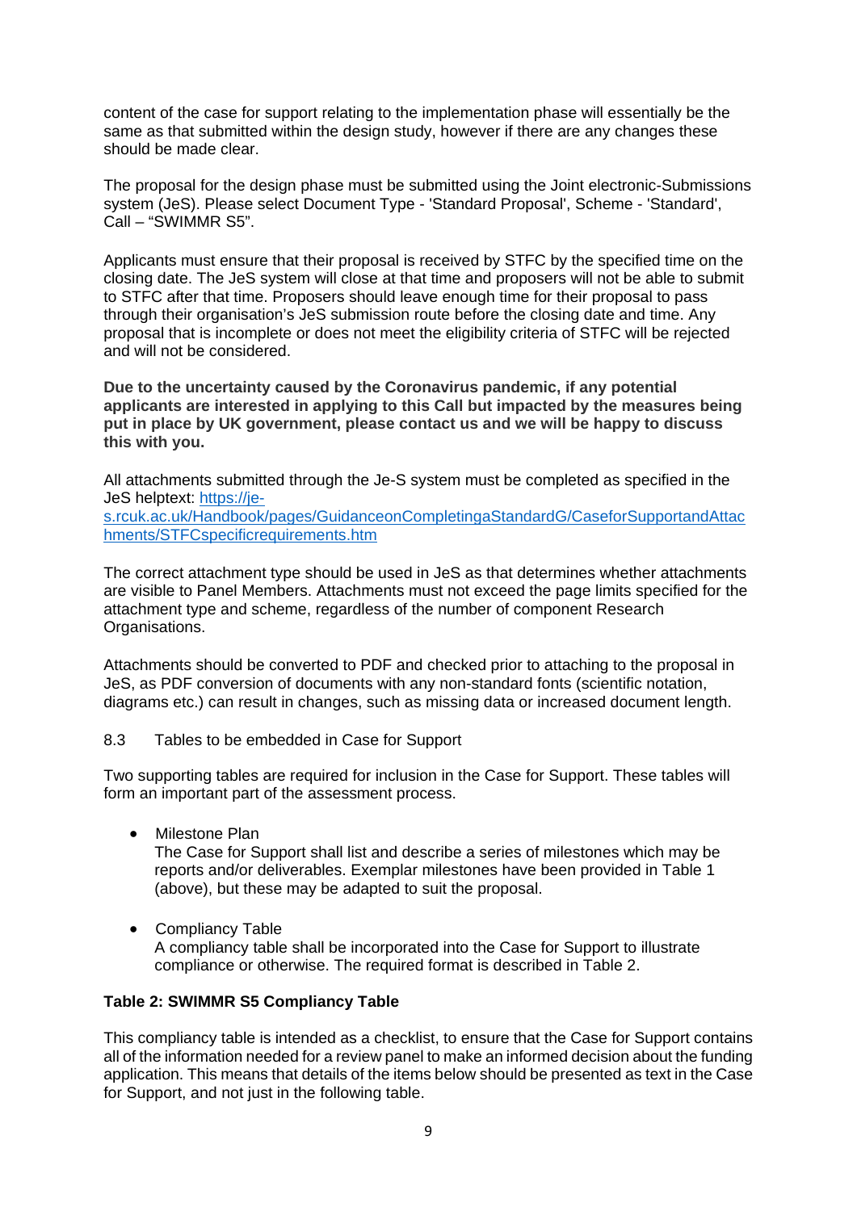content of the case for support relating to the implementation phase will essentially be the same as that submitted within the design study, however if there are any changes these should be made clear.

The proposal for the design phase must be submitted using the Joint electronic-Submissions system (JeS). Please select Document Type - 'Standard Proposal', Scheme - 'Standard', Call – "SWIMMR S5".

Applicants must ensure that their proposal is received by STFC by the specified time on the closing date. The JeS system will close at that time and proposers will not be able to submit to STFC after that time. Proposers should leave enough time for their proposal to pass through their organisation's JeS submission route before the closing date and time. Any proposal that is incomplete or does not meet the eligibility criteria of STFC will be rejected and will not be considered.

**Due to the uncertainty caused by the Coronavirus pandemic, if any potential applicants are interested in applying to this Call but impacted by the measures being put in place by UK government, please contact us and we will be happy to discuss this with you.**

All attachments submitted through the Je-S system must be completed as specified in the JeS helptext: [https://je-s.rcuk.ac.uk/Handbook/pages/GuidanceonCompletingaStandardG/CaseforSupportandAttachments/STFCspecificrequirements.htm](https://je-s.rcuk.ac.uk/Handbook/pages/GuidanceonCompletingaStandardG/CaseforSupportandAttachments/STFCspecificrequirements.htm)

The correct attachment type should be used in JeS as that determines whether attachments are visible to Panel Members. Attachments must not exceed the page limits specified for the attachment type and scheme, regardless of the number of component Research Organisations.

Attachments should be converted to PDF and checked prior to attaching to the proposal in JeS, as PDF conversion of documents with any non-standard fonts (scientific notation, diagrams etc.) can result in changes, such as missing data or increased document length.

8.3 Tables to be embedded in Case for Support

Two supporting tables are required for inclusion in the Case for Support. These tables will form an important part of the assessment process.

- Milestone Plan
  The Case for Support shall list and describe a series of milestones which may be reports and/or deliverables. Exemplar milestones have been provided in Table 1 (above), but these may be adapted to suit the proposal.

- Compliancy Table
  A compliancy table shall be incorporated into the Case for Support to illustrate compliance or otherwise. The required format is described in Table 2.

**Table 2: SWIMMR S5 Compliancy Table**

This compliancy table is intended as a checklist, to ensure that the Case for Support contains all of the information needed for a review panel to make an informed decision about the funding application. This means that details of the items below should be presented as text in the Case for Support, and not just in the following table.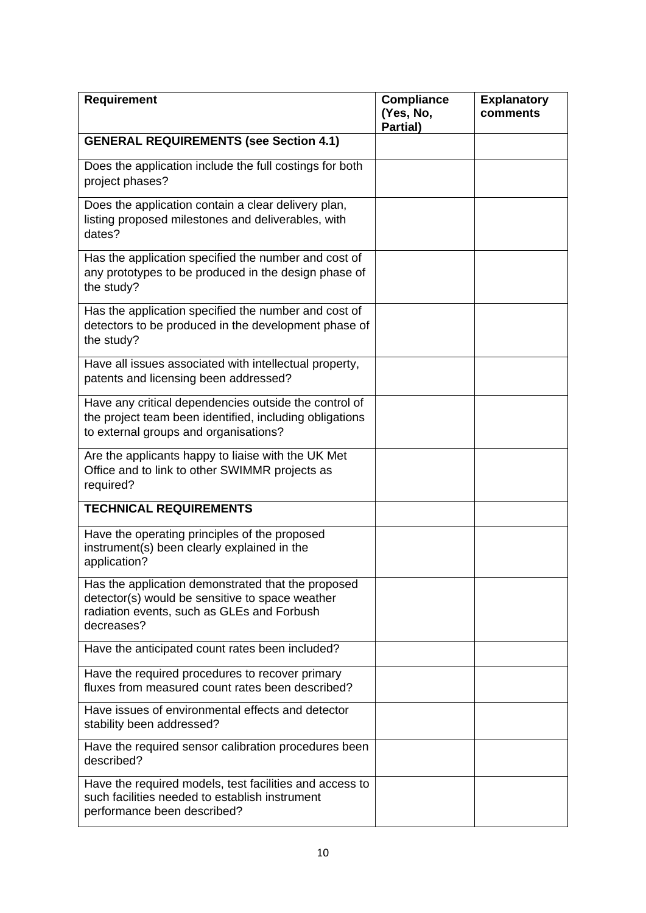| Requirement | Compliance (Yes, No, Partial) | Explanatory comments |
| --- | --- | --- |
| **GENERAL REQUIREMENTS (see Section 4.1)** | | |
| Does the application include the full costings for both project phases? | | |
| Does the application contain a clear delivery plan, listing proposed milestones and deliverables, with dates? | | |
| Has the application specified the number and cost of any prototypes to be produced in the design phase of the study? | | |
| Has the application specified the number and cost of detectors to be produced in the development phase of the study? | | |
| Have all issues associated with intellectual property, patents and licensing been addressed? | | |
| Have any critical dependencies outside the control of the project team been identified, including obligations to external groups and organisations? | | |
| Are the applicants happy to liaise with the UK Met Office and to link to other SWIMMR projects as required? | | |
| **TECHNICAL REQUIREMENTS** | | |
| Have the operating principles of the proposed instrument(s) been clearly explained in the application? | | |
| Has the application demonstrated that the proposed detector(s) would be sensitive to space weather radiation events, such as GLEs and Forbush decreases? | | |
| Have the anticipated count rates been included? | | |
| Have the required procedures to recover primary fluxes from measured count rates been described? | | |
| Have issues of environmental effects and detector stability been addressed? | | |
| Have the required sensor calibration procedures been described? | | |
| Have the required models, test facilities and access to such facilities needed to establish instrument performance been described? | | |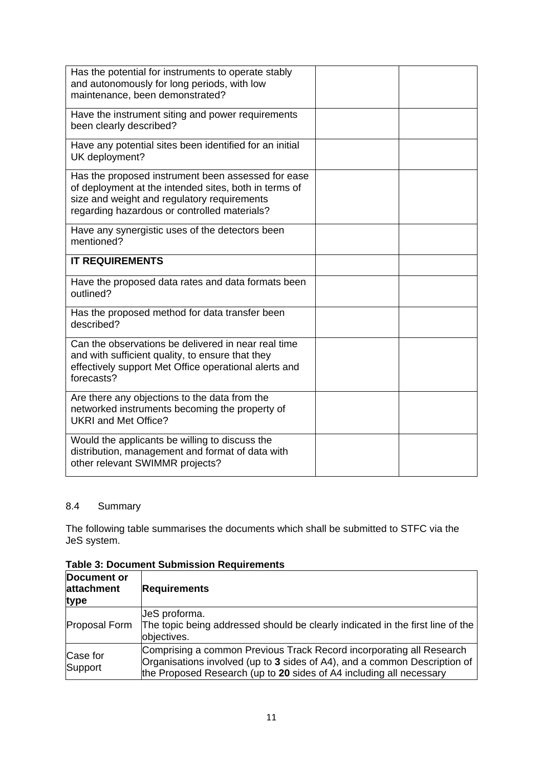| | | |
|---|---|---|
| Has the potential for instruments to operate stably and autonomously for long periods, with low maintenance, been demonstrated? | | |
| Have the instrument siting and power requirements been clearly described? | | |
| Have any potential sites been identified for an initial UK deployment? | | |
| Has the proposed instrument been assessed for ease of deployment at the intended sites, both in terms of size and weight and regulatory requirements regarding hazardous or controlled materials? | | |
| Have any synergistic uses of the detectors been mentioned? | | |
| **IT REQUIREMENTS** | | |
| Have the proposed data rates and data formats been outlined? | | |
| Has the proposed method for data transfer been described? | | |
| Can the observations be delivered in near real time and with sufficient quality, to ensure that they effectively support Met Office operational alerts and forecasts? | | |
| Are there any objections to the data from the networked instruments becoming the property of UKRI and Met Office? | | |
| Would the applicants be willing to discuss the distribution, management and format of data with other relevant SWIMMR projects? | | |

### 8.4 Summary

The following table summarises the documents which shall be submitted to STFC via the JeS system.

**Table 3: Document Submission Requirements**

| Document or attachment type | Requirements |
|---|---|
| Proposal Form | JeS proforma.<br>The topic being addressed should be clearly indicated in the first line of the objectives. |
| Case for Support | Comprising a common Previous Track Record incorporating all Research Organisations involved (up to **3** sides of A4), and a common Description of the Proposed Research (up to **20** sides of A4 including all necessary |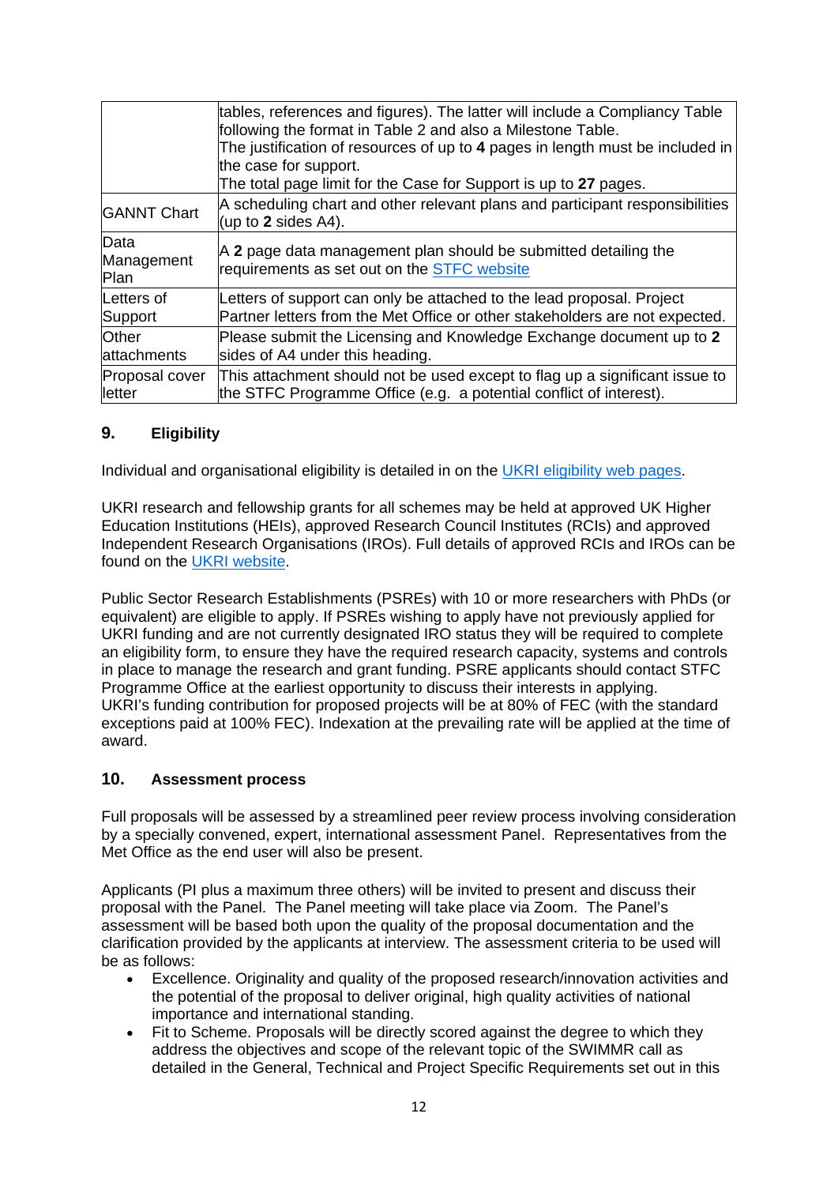| | |
|---|---|
| | tables, references and figures). The latter will include a Compliancy Table following the format in Table 2 and also a Milestone Table. The justification of resources of up to **4** pages in length must be included in the case for support. The total page limit for the Case for Support is up to **27** pages. |
| GANNT Chart | A scheduling chart and other relevant plans and participant responsibilities (up to **2** sides A4). |
| Data Management Plan | A **2** page data management plan should be submitted detailing the requirements as set out on the STFC website |
| Letters of Support | Letters of support can only be attached to the lead proposal. Project Partner letters from the Met Office or other stakeholders are not expected. |
| Other attachments | Please submit the Licensing and Knowledge Exchange document up to **2** sides of A4 under this heading. |
| Proposal cover letter | This attachment should not be used except to flag up a significant issue to the STFC Programme Office (e.g. a potential conflict of interest). |

## 9. Eligibility

Individual and organisational eligibility is detailed in on the UKRI eligibility web pages.

UKRI research and fellowship grants for all schemes may be held at approved UK Higher Education Institutions (HEIs), approved Research Council Institutes (RCIs) and approved Independent Research Organisations (IROs). Full details of approved RCIs and IROs can be found on the UKRI website.

Public Sector Research Establishments (PSREs) with 10 or more researchers with PhDs (or equivalent) are eligible to apply. If PSREs wishing to apply have not previously applied for UKRI funding and are not currently designated IRO status they will be required to complete an eligibility form, to ensure they have the required research capacity, systems and controls in place to manage the research and grant funding. PSRE applicants should contact STFC Programme Office at the earliest opportunity to discuss their interests in applying.
UKRI's funding contribution for proposed projects will be at 80% of FEC (with the standard exceptions paid at 100% FEC). Indexation at the prevailing rate will be applied at the time of award.

## 10. Assessment process

Full proposals will be assessed by a streamlined peer review process involving consideration by a specially convened, expert, international assessment Panel. Representatives from the Met Office as the end user will also be present.

Applicants (PI plus a maximum three others) will be invited to present and discuss their proposal with the Panel. The Panel meeting will take place via Zoom. The Panel's assessment will be based both upon the quality of the proposal documentation and the clarification provided by the applicants at interview. The assessment criteria to be used will be as follows:

- Excellence. Originality and quality of the proposed research/innovation activities and the potential of the proposal to deliver original, high quality activities of national importance and international standing.
- Fit to Scheme. Proposals will be directly scored against the degree to which they address the objectives and scope of the relevant topic of the SWIMMR call as detailed in the General, Technical and Project Specific Requirements set out in this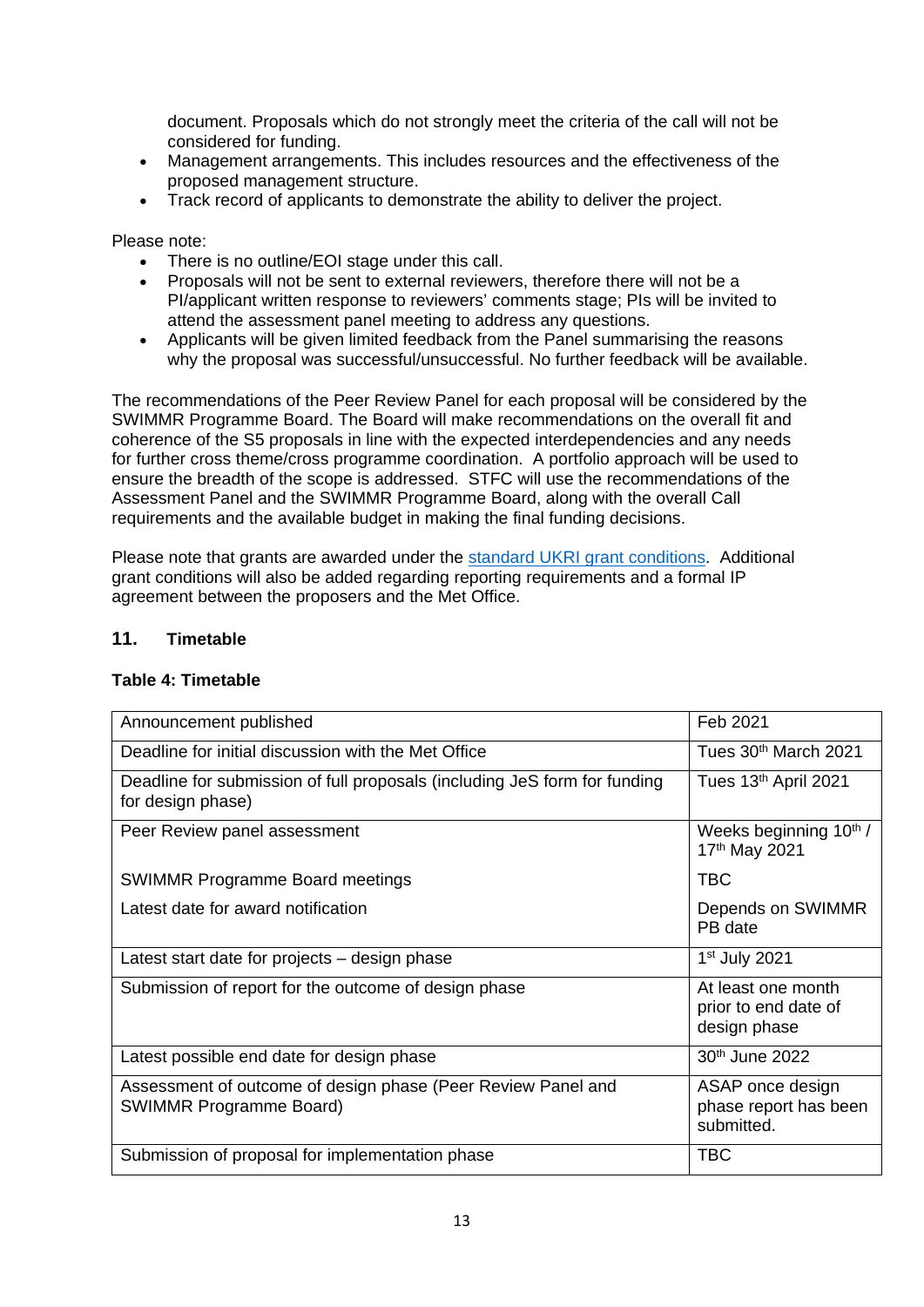document. Proposals which do not strongly meet the criteria of the call will not be considered for funding.

- Management arrangements. This includes resources and the effectiveness of the proposed management structure.
- Track record of applicants to demonstrate the ability to deliver the project.

Please note:

- There is no outline/EOI stage under this call.
- Proposals will not be sent to external reviewers, therefore there will not be a PI/applicant written response to reviewers' comments stage; PIs will be invited to attend the assessment panel meeting to address any questions.
- Applicants will be given limited feedback from the Panel summarising the reasons why the proposal was successful/unsuccessful. No further feedback will be available.

The recommendations of the Peer Review Panel for each proposal will be considered by the SWIMMR Programme Board. The Board will make recommendations on the overall fit and coherence of the S5 proposals in line with the expected interdependencies and any needs for further cross theme/cross programme coordination. A portfolio approach will be used to ensure the breadth of the scope is addressed. STFC will use the recommendations of the Assessment Panel and the SWIMMR Programme Board, along with the overall Call requirements and the available budget in making the final funding decisions.

Please note that grants are awarded under the standard UKRI grant conditions. Additional grant conditions will also be added regarding reporting requirements and a formal IP agreement between the proposers and the Met Office.

## 11. Timetable

**Table 4: Timetable**

| | |
|---|---|
| Announcement published | Feb 2021 |
| Deadline for initial discussion with the Met Office | Tues 30th March 2021 |
| Deadline for submission of full proposals (including JeS form for funding for design phase) | Tues 13th April 2021 |
| Peer Review panel assessment | Weeks beginning 10th / 17th May 2021 |
| SWIMMR Programme Board meetings | TBC |
| Latest date for award notification | Depends on SWIMMR PB date |
| Latest start date for projects – design phase | 1st July 2021 |
| Submission of report for the outcome of design phase | At least one month prior to end date of design phase |
| Latest possible end date for design phase | 30th June 2022 |
| Assessment of outcome of design phase (Peer Review Panel and SWIMMR Programme Board) | ASAP once design phase report has been submitted. |
| Submission of proposal for implementation phase | TBC |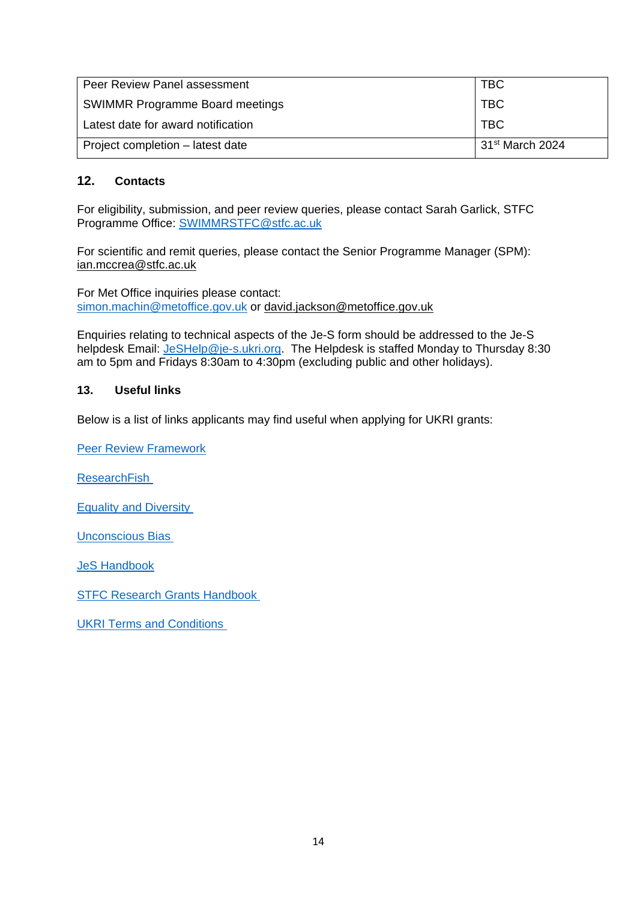| Peer Review Panel assessment | TBC |
| --- | --- |
| SWIMMR Programme Board meetings | TBC |
| Latest date for award notification | TBC |
| Project completion – latest date | 31st March 2024 |

## 12. Contacts

For eligibility, submission, and peer review queries, please contact Sarah Garlick, STFC Programme Office: SWIMMRSTFC@stfc.ac.uk

For scientific and remit queries, please contact the Senior Programme Manager (SPM): ian.mccrea@stfc.ac.uk

For Met Office inquiries please contact:
simon.machin@metoffice.gov.uk or david.jackson@metoffice.gov.uk

Enquiries relating to technical aspects of the Je-S form should be addressed to the Je-S helpdesk Email: JeSHelp@je-s.ukri.org. The Helpdesk is staffed Monday to Thursday 8:30 am to 5pm and Fridays 8:30am to 4:30pm (excluding public and other holidays).

## 13. Useful links

Below is a list of links applicants may find useful when applying for UKRI grants:

Peer Review Framework

ResearchFish

Equality and Diversity

Unconscious Bias

JeS Handbook

STFC Research Grants Handbook

UKRI Terms and Conditions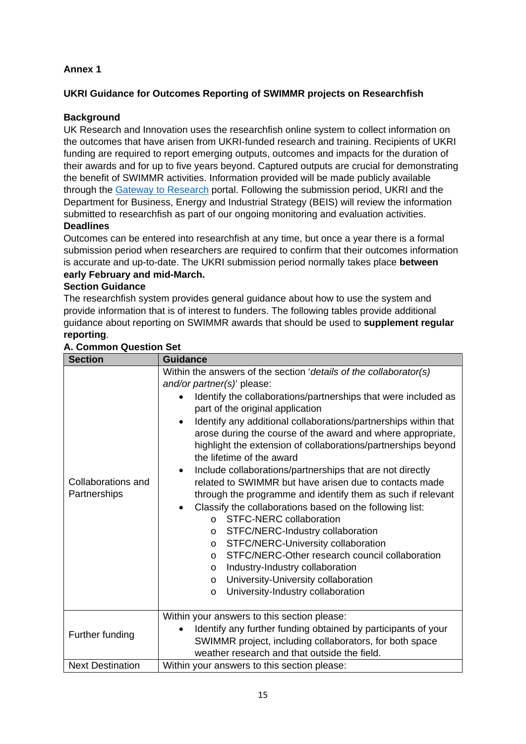**Annex 1**

**UKRI Guidance for Outcomes Reporting of SWIMMR projects on Researchfish**

**Background**

UK Research and Innovation uses the researchfish online system to collect information on the outcomes that have arisen from UKRI-funded research and training. Recipients of UKRI funding are required to report emerging outputs, outcomes and impacts for the duration of their awards and for up to five years beyond. Captured outputs are crucial for demonstrating the benefit of SWIMMR activities. Information provided will be made publicly available through the Gateway to Research portal. Following the submission period, UKRI and the Department for Business, Energy and Industrial Strategy (BEIS) will review the information submitted to researchfish as part of our ongoing monitoring and evaluation activities.

**Deadlines**

Outcomes can be entered into researchfish at any time, but once a year there is a formal submission period when researchers are required to confirm that their outcomes information is accurate and up-to-date. The UKRI submission period normally takes place **between early February and mid-March.**

**Section Guidance**

The researchfish system provides general guidance about how to use the system and provide information that is of interest to funders. The following tables provide additional guidance about reporting on SWIMMR awards that should be used to **supplement regular reporting**.

**A. Common Question Set**

| Section | Guidance |
| --- | --- |
| Collaborations and Partnerships | Within the answers of the section '*details of the collaborator(s) and/or partner(s)*' please:<br>• Identify the collaborations/partnerships that were included as part of the original application<br>• Identify any additional collaborations/partnerships within that arose during the course of the award and where appropriate, highlight the extension of collaborations/partnerships beyond the lifetime of the award<br>• Include collaborations/partnerships that are not directly related to SWIMMR but have arisen due to contacts made through the programme and identify them as such if relevant<br>• Classify the collaborations based on the following list:<br>&nbsp;&nbsp;o STFC-NERC collaboration<br>&nbsp;&nbsp;o STFC/NERC-Industry collaboration<br>&nbsp;&nbsp;o STFC/NERC-University collaboration<br>&nbsp;&nbsp;o STFC/NERC-Other research council collaboration<br>&nbsp;&nbsp;o Industry-Industry collaboration<br>&nbsp;&nbsp;o University-University collaboration<br>&nbsp;&nbsp;o University-Industry collaboration |
| Further funding | Within your answers to this section please:<br>• Identify any further funding obtained by participants of your SWIMMR project, including collaborators, for both space weather research and that outside the field. |
| Next Destination | Within your answers to this section please: |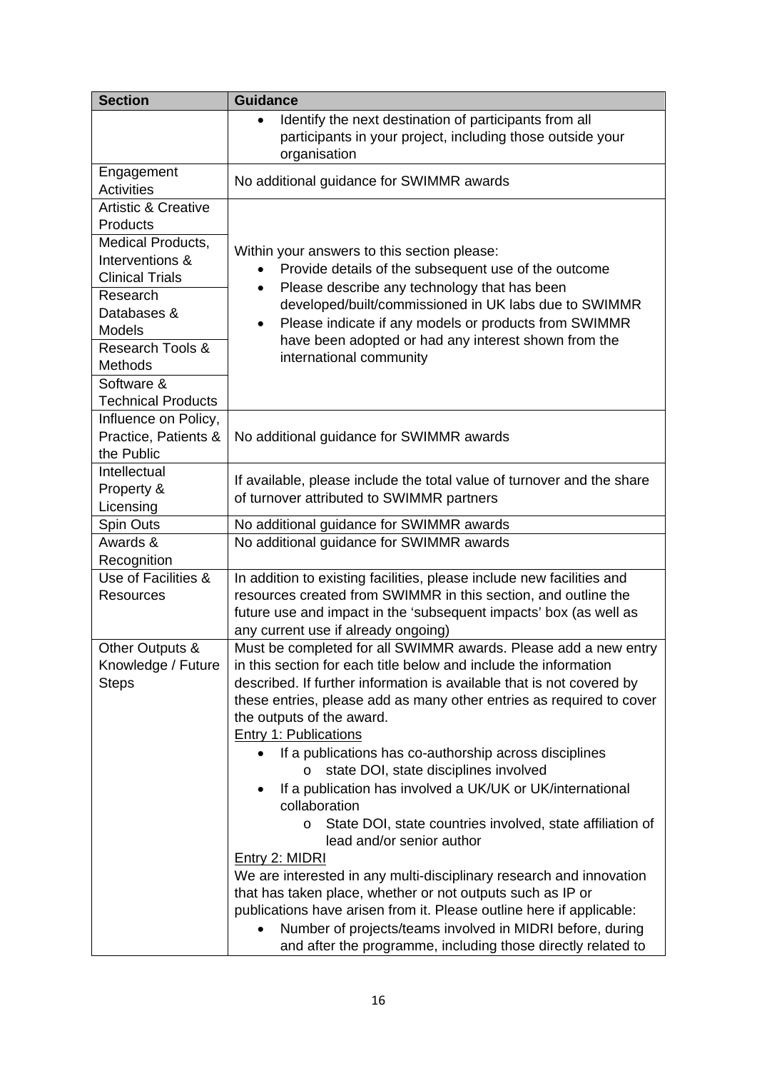| Section | Guidance |
|---|---|
| | • Identify the next destination of participants from all participants in your project, including those outside your organisation |
| Engagement Activities | No additional guidance for SWIMMR awards |
| Artistic & Creative Products<br>Medical Products, Interventions & Clinical Trials<br>Research Databases & Models<br>Research Tools & Methods<br>Software & Technical Products | Within your answers to this section please:<br>• Provide details of the subsequent use of the outcome<br>• Please describe any technology that has been developed/built/commissioned in UK labs due to SWIMMR<br>• Please indicate if any models or products from SWIMMR have been adopted or had any interest shown from the international community |
| Influence on Policy, Practice, Patients & the Public | No additional guidance for SWIMMR awards |
| Intellectual Property & Licensing | If available, please include the total value of turnover and the share of turnover attributed to SWIMMR partners |
| Spin Outs | No additional guidance for SWIMMR awards |
| Awards & Recognition | No additional guidance for SWIMMR awards |
| Use of Facilities & Resources | In addition to existing facilities, please include new facilities and resources created from SWIMMR in this section, and outline the future use and impact in the 'subsequent impacts' box (as well as any current use if already ongoing) |
| Other Outputs & Knowledge / Future Steps | Must be completed for all SWIMMR awards. Please add a new entry in this section for each title below and include the information described. If further information is available that is not covered by these entries, please add as many other entries as required to cover the outputs of the award.<br><u>Entry 1: Publications</u><br>• If a publications has co-authorship across disciplines<br>&nbsp;&nbsp;&nbsp;&nbsp;o state DOI, state disciplines involved<br>• If a publication has involved a UK/UK or UK/international collaboration<br>&nbsp;&nbsp;&nbsp;&nbsp;o State DOI, state countries involved, state affiliation of lead and/or senior author<br><u>Entry 2: MIDRI</u><br>We are interested in any multi-disciplinary research and innovation that has taken place, whether or not outputs such as IP or publications have arisen from it. Please outline here if applicable:<br>• Number of projects/teams involved in MIDRI before, during and after the programme, including those directly related to |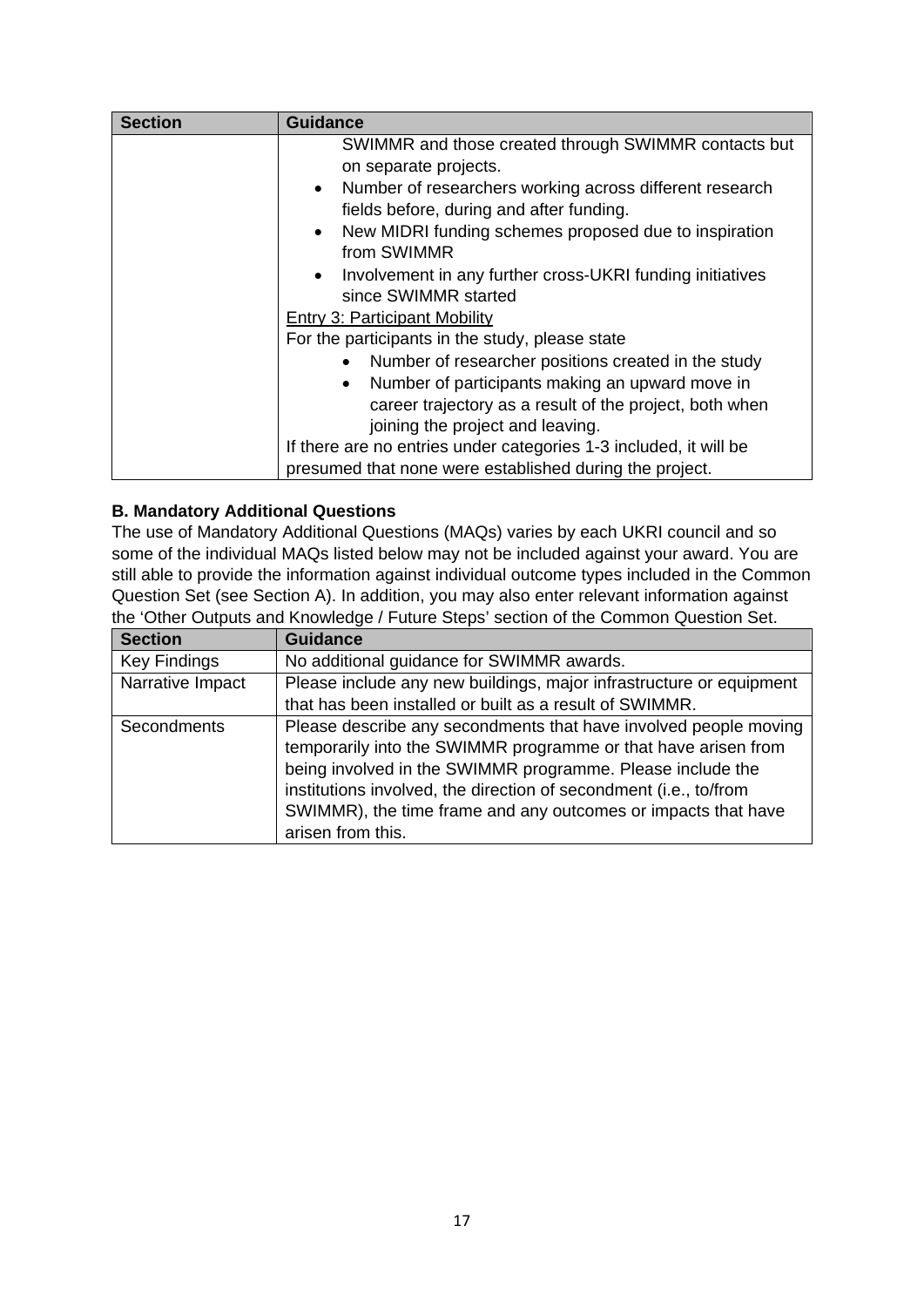| Section | Guidance |
|---|---|
| | SWIMMR and those created through SWIMMR contacts but on separate projects.<br>• Number of researchers working across different research fields before, during and after funding.<br>• New MIDRI funding schemes proposed due to inspiration from SWIMMR<br>• Involvement in any further cross-UKRI funding initiatives since SWIMMR started<br><u>Entry 3: Participant Mobility</u><br>For the participants in the study, please state<br>• Number of researcher positions created in the study<br>• Number of participants making an upward move in career trajectory as a result of the project, both when joining the project and leaving.<br>If there are no entries under categories 1-3 included, it will be presumed that none were established during the project. |

**B. Mandatory Additional Questions**

The use of Mandatory Additional Questions (MAQs) varies by each UKRI council and so some of the individual MAQs listed below may not be included against your award. You are still able to provide the information against individual outcome types included in the Common Question Set (see Section A). In addition, you may also enter relevant information against the 'Other Outputs and Knowledge / Future Steps' section of the Common Question Set.

| Section | Guidance |
|---|---|
| Key Findings | No additional guidance for SWIMMR awards. |
| Narrative Impact | Please include any new buildings, major infrastructure or equipment that has been installed or built as a result of SWIMMR. |
| Secondments | Please describe any secondments that have involved people moving temporarily into the SWIMMR programme or that have arisen from being involved in the SWIMMR programme. Please include the institutions involved, the direction of secondment (i.e., to/from SWIMMR), the time frame and any outcomes or impacts that have arisen from this. |